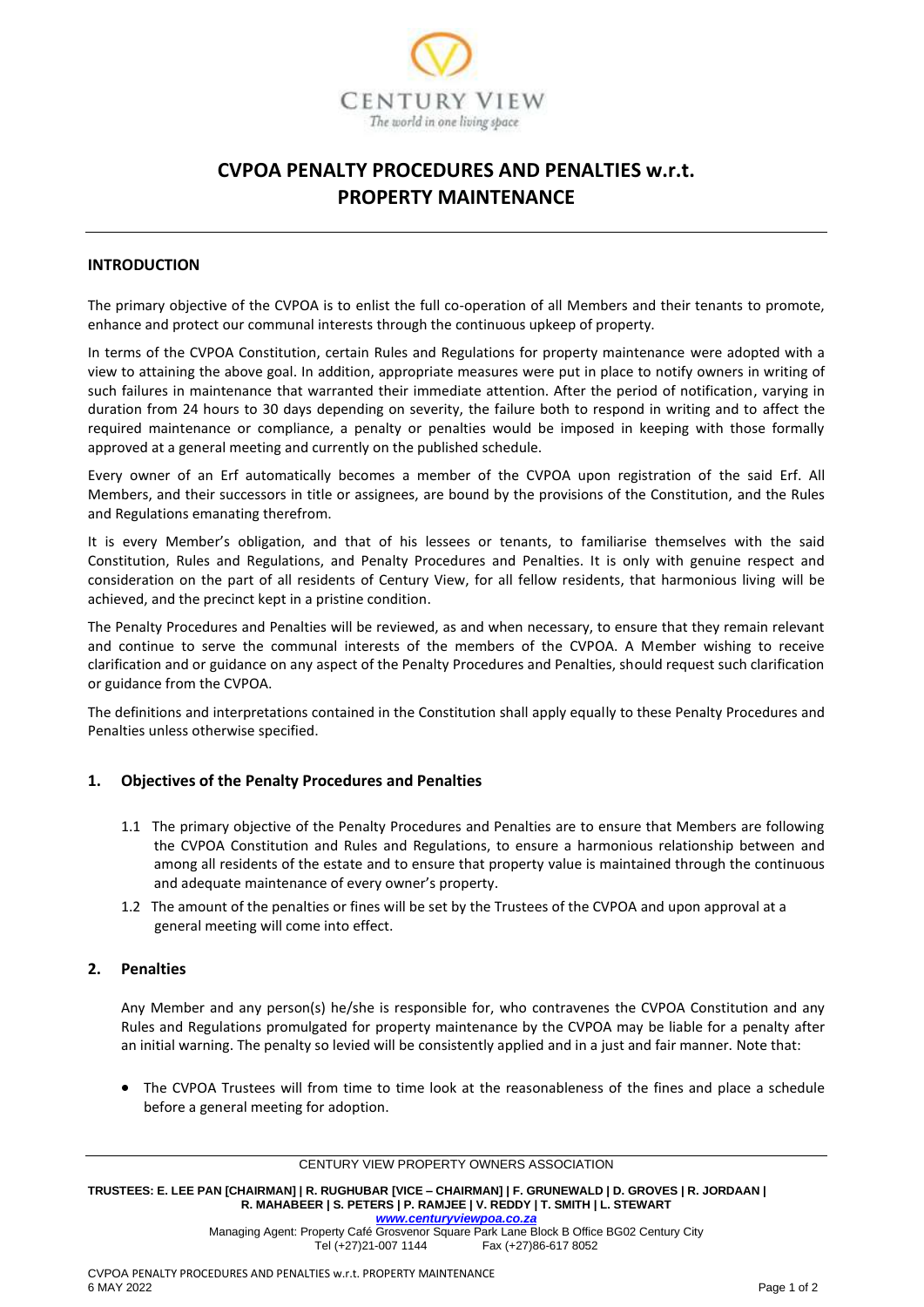# CVPOA PENALTY PROCEDURES AND PENALTIES w.r.t. PROPERTY MAINTENANCE

## INTRODUCTION

The primary objective of the CVPOA is to enlist the full co-operation of all Members and their tenants to promote, enhance and protect our communal interests through the continuous upkeep of property.

In terms of the CVPOA Constitution, certain Rules and Regulations for property maintenance were adopted with a view to attaining the above goal. In addition, appropriate measures were put in place to notify owners in writing of such failures in maintenance that warranted their immediate attention. After the period of notification, varying in duration from 24 hours to 30 days depending on severity, the failure both to respond in writing and to affect the required maintenance or compliance, a penalty or penalties would be imposed in keeping with those formally approved at a general meeting and currently on the published schedule.

Every owner of an Erf automatically becomes a member of the CVPOA upon registration of the said Erf. All Members, and their successors in title or assignees, are bound by the provisions of the Constitution, and the Rules and Regulations emanating therefrom.

It is every Member's obligation, and that of his lessees or tenants, to familiarise themselves with the said Constitution, Rules and Regulations, and Penalty Procedures and Penalties. It is only with genuine respect and consideration on the part of all residents of Century View, for all fellow residents, that harmonious living will be achieved, and the precinct kept in a pristine condition.

The Penalty Procedures and Penalties will be reviewed, as and when necessary, to ensure that they remain relevant and continue to serve the communal interests of the members of the CVPOA. A Member wishing to receive clarification and or guidance on any aspect of the Penalty Procedures and Penalties, should request such clarification or guidance from the CVPOA.

The definitions and interpretations contained in the Constitution shall apply equally to these Penalty Procedures and Penalties unless otherwise specified.

## 1. Objectives of the Penalty Procedures and Penalties

1.1 The primary objective of the Penalty Procedures and Penalties are to ensure that Members are following the CVPOA Constitution and Rules and Regulations, to ensure a harmonious relationship between and among all residents of the estate and to ensure that property value is maintained through the continuous and adequate maintenance of every owner's property.

1.2 The amount of the penalties or fines will be set by the Trustees of the CVPOA and upon approval at a general meeting will come into effect.

## 2. Penalties

Any Member and any person(s) he/she is responsible for, who contravenes the CVPOA Constitution and any Rules and Regulations promulgated for property maintenance by the CVPOA may be liable for a penalty after an initial warning. The penalty so levied will be consistently applied and in a just and fair manner. Note that:

- The CVPOA Trustees will from time to time look at the reasonableness of the fines and place a schedule before a general meeting for adoption.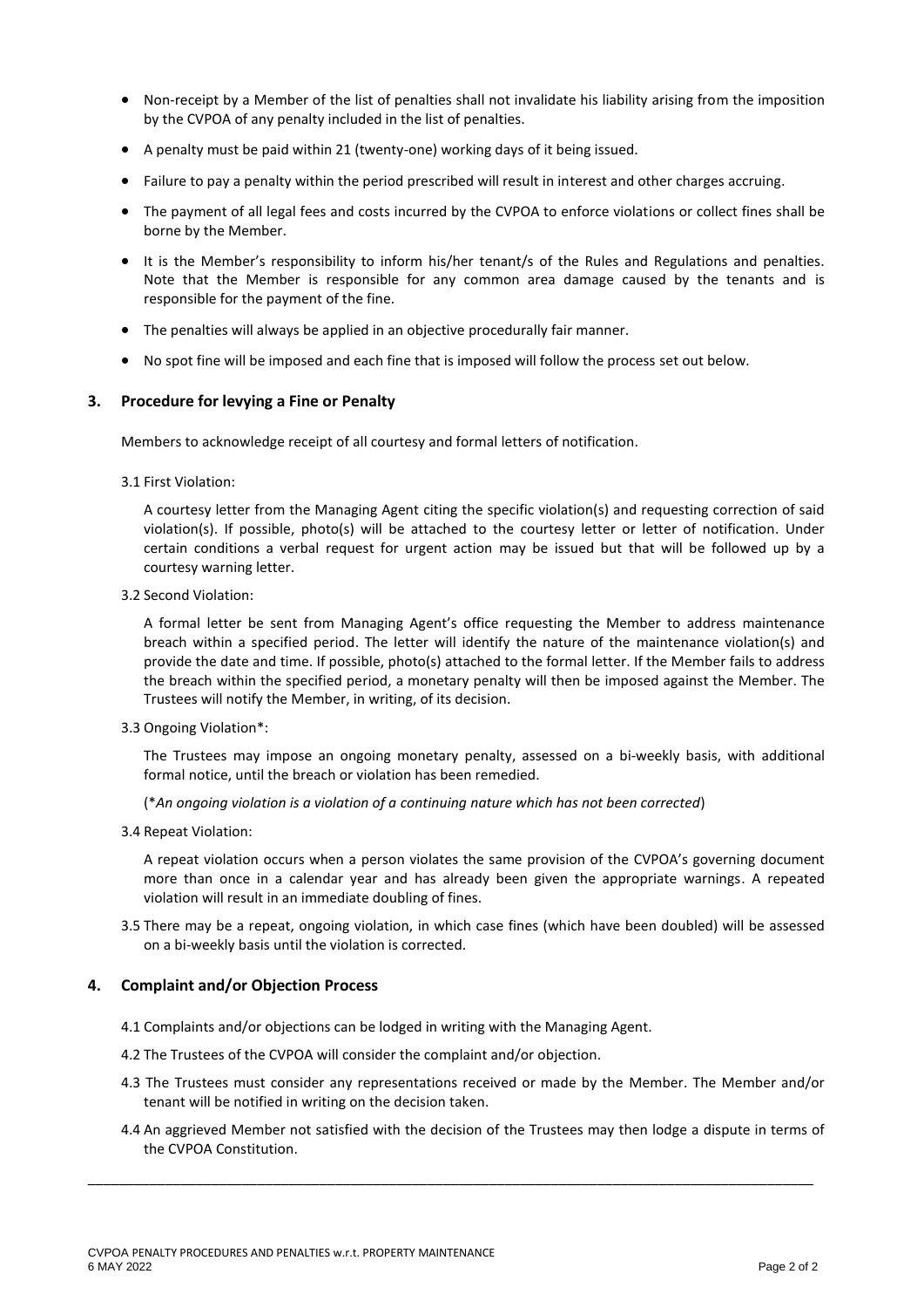- Non-receipt by a Member of the list of penalties shall not invalidate his liability arising from the imposition by the CVPOA of any penalty included in the list of penalties.
- A penalty must be paid within 21 (twenty-one) working days of it being issued.
- Failure to pay a penalty within the period prescribed will result in interest and other charges accruing.
- The payment of all legal fees and costs incurred by the CVPOA to enforce violations or collect fines shall be borne by the Member.
- It is the Member's responsibility to inform his/her tenant/s of the Rules and Regulations and penalties. Note that the Member is responsible for any common area damage caused by the tenants and is responsible for the payment of the fine.
- The penalties will always be applied in an objective procedurally fair manner.
- No spot fine will be imposed and each fine that is imposed will follow the process set out below.

## 3. Procedure for levying a Fine or Penalty

Members to acknowledge receipt of all courtesy and formal letters of notification.

3.1 First Violation:

A courtesy letter from the Managing Agent citing the specific violation(s) and requesting correction of said violation(s). If possible, photo(s) will be attached to the courtesy letter or letter of notification. Under certain conditions a verbal request for urgent action may be issued but that will be followed up by a courtesy warning letter.

3.2 Second Violation:

A formal letter be sent from Managing Agent's office requesting the Member to address maintenance breach within a specified period. The letter will identify the nature of the maintenance violation(s) and provide the date and time. If possible, photo(s) attached to the formal letter. If the Member fails to address the breach within the specified period, a monetary penalty will then be imposed against the Member. The Trustees will notify the Member, in writing, of its decision.

3.3 Ongoing Violation*:

The Trustees may impose an ongoing monetary penalty, assessed on a bi-weekly basis, with additional formal notice, until the breach or violation has been remedied.

(**An ongoing violation is a violation of a continuing nature which has not been corrected*)

3.4 Repeat Violation:

A repeat violation occurs when a person violates the same provision of the CVPOA's governing document more than once in a calendar year and has already been given the appropriate warnings. A repeated violation will result in an immediate doubling of fines.

3.5 There may be a repeat, ongoing violation, in which case fines (which have been doubled) will be assessed on a bi-weekly basis until the violation is corrected.

## 4. Complaint and/or Objection Process

4.1 Complaints and/or objections can be lodged in writing with the Managing Agent.

4.2 The Trustees of the CVPOA will consider the complaint and/or objection.

4.3 The Trustees must consider any representations received or made by the Member. The Member and/or tenant will be notified in writing on the decision taken.

4.4 An aggrieved Member not satisfied with the decision of the Trustees may then lodge a dispute in terms of the CVPOA Constitution.

---